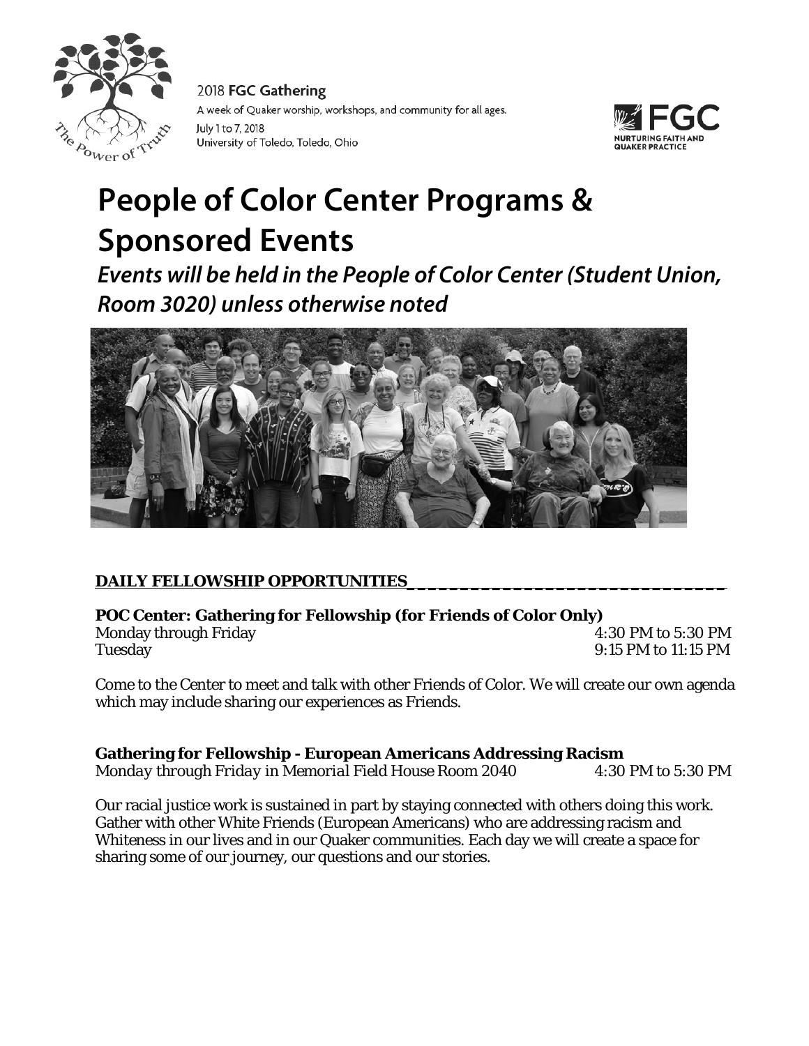2018 **FGC Gathering**

A week of Quaker worship, workshops, and community for all ages.

July 1 to 7, 2018

University of Toledo, Toledo, Ohio

# People of Color Center Programs & Sponsored Events

***Events will be held in the People of Color Center (Student Union, Room 3020) unless otherwise noted***

## DAILY FELLOWSHIP OPPORTUNITIES

**POC Center: Gathering for Fellowship (for Friends of Color Only)**

Monday through Friday — 4:30 PM to 5:30 PM

Tuesday — 9:15 PM to 11:15 PM

Come to the Center to meet and talk with other Friends of Color. We will create our own agenda which may include sharing our experiences as Friends.

**Gathering for Fellowship - European Americans Addressing Racism**

*Monday through Friday in Memorial Field House Room 2040* — 4:30 PM to 5:30 PM

Our racial justice work is sustained in part by staying connected with others doing this work. Gather with other White Friends (European Americans) who are addressing racism and Whiteness in our lives and in our Quaker communities. Each day we will create a space for sharing some of our journey, our questions and our stories.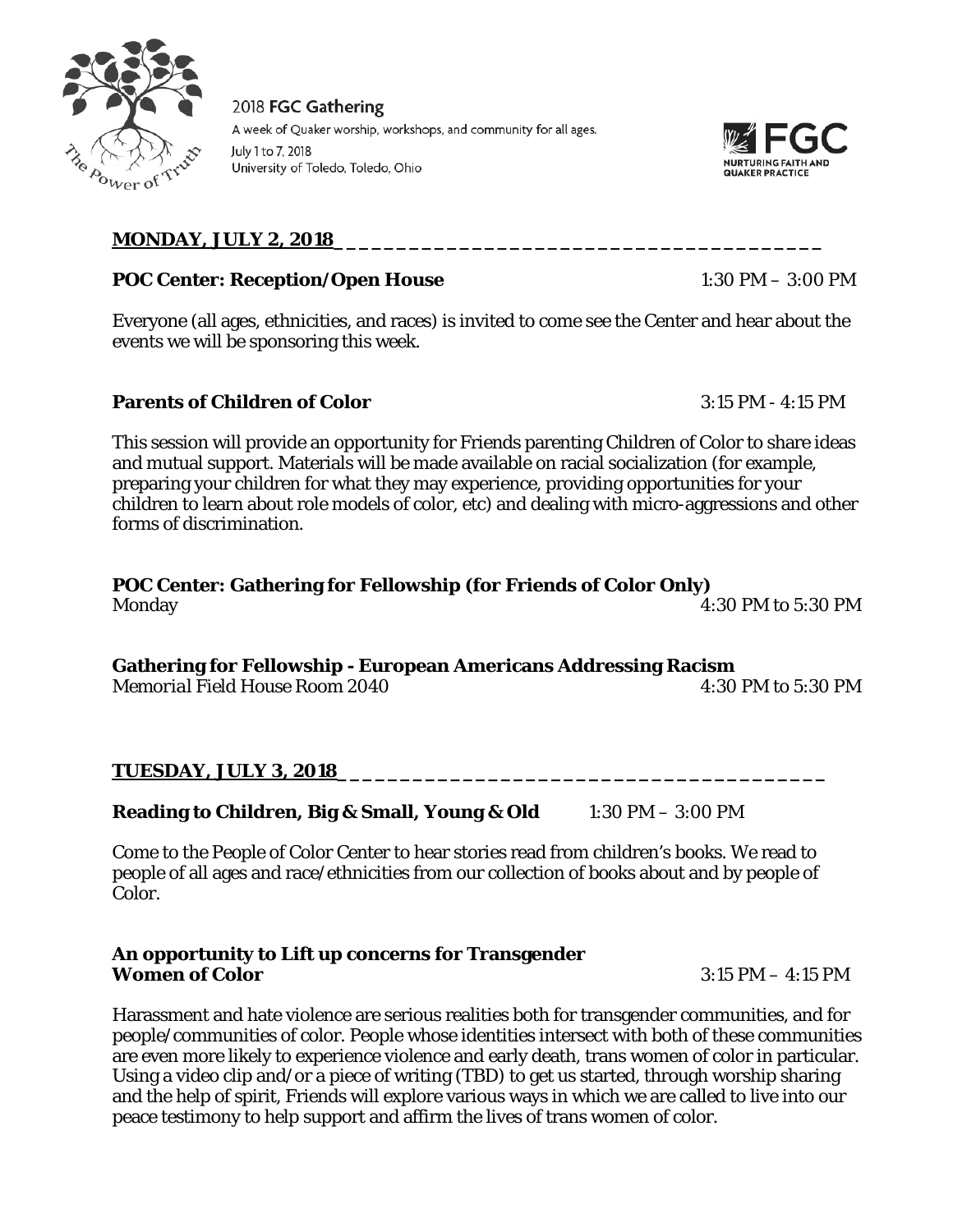2018 **FGC Gathering**

A week of Quaker worship, workshops, and community for all ages.

July 1 to 7, 2018

University of Toledo, Toledo, Ohio

## MONDAY, JULY 2, 2018

**POC Center: Reception/Open House** 1:30 PM – 3:00 PM

Everyone (all ages, ethnicities, and races) is invited to come see the Center and hear about the events we will be sponsoring this week.

**Parents of Children of Color** 3:15 PM - 4:15 PM

This session will provide an opportunity for Friends parenting Children of Color to share ideas and mutual support. Materials will be made available on racial socialization (for example, preparing your children for what they may experience, providing opportunities for your children to learn about role models of color, etc) and dealing with micro-aggressions and other forms of discrimination.

**POC Center: Gathering for Fellowship (for Friends of Color Only)**
Monday 4:30 PM to 5:30 PM

**Gathering for Fellowship - European Americans Addressing Racism**
Memorial Field House Room 2040 4:30 PM to 5:30 PM

## TUESDAY, JULY 3, 2018

**Reading to Children, Big & Small, Young & Old** 1:30 PM – 3:00 PM

Come to the People of Color Center to hear stories read from children's books. We read to people of all ages and race/ethnicities from our collection of books about and by people of Color.

**An opportunity to Lift up concerns for Transgender Women of Color** 3:15 PM – 4:15 PM

Harassment and hate violence are serious realities both for transgender communities, and for people/communities of color. People whose identities intersect with both of these communities are even more likely to experience violence and early death, trans women of color in particular. Using a video clip and/or a piece of writing (TBD) to get us started, through worship sharing and the help of spirit, Friends will explore various ways in which we are called to live into our peace testimony to help support and affirm the lives of trans women of color.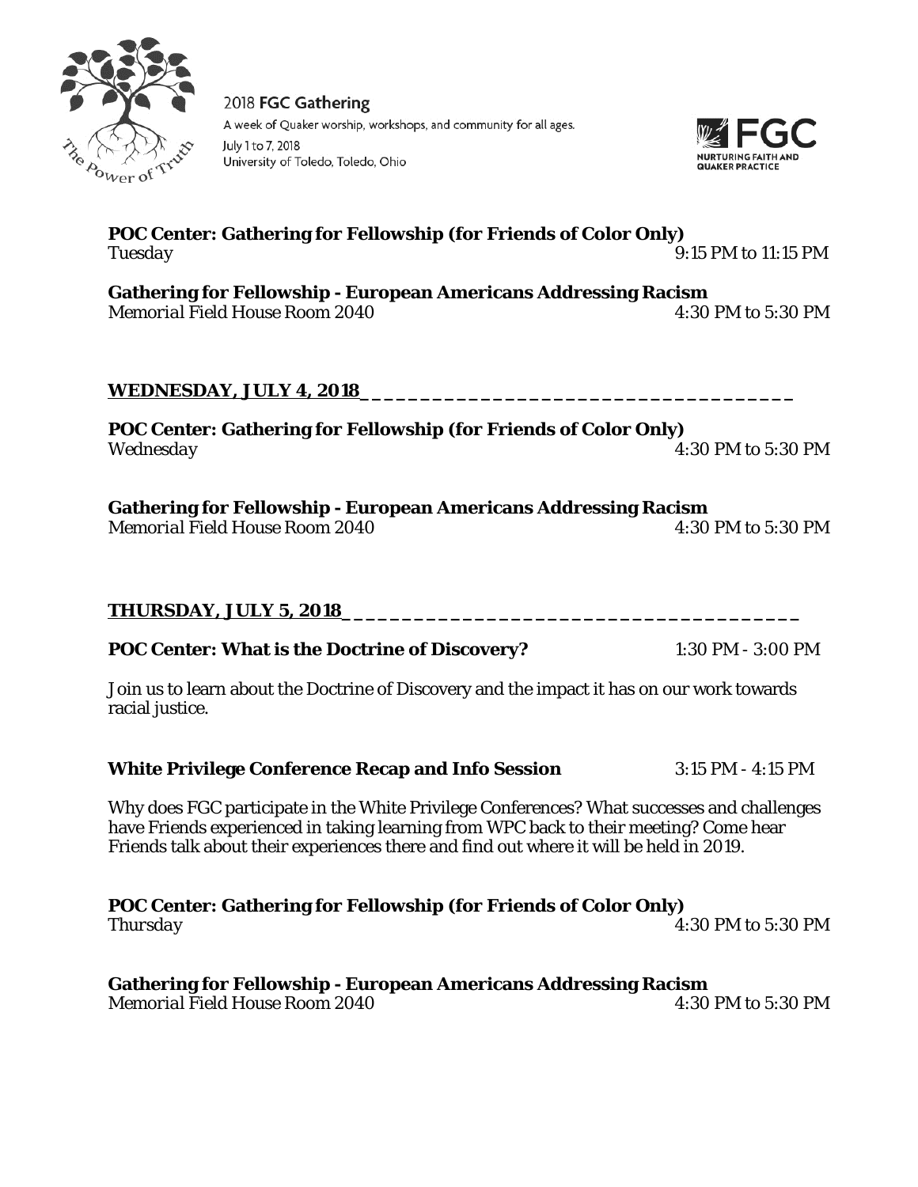**POC Center: Gathering for Fellowship (for Friends of Color Only)**
Tuesday 9:15 PM to 11:15 PM

**Gathering for Fellowship - European Americans Addressing Racism**
Memorial Field House Room 2040 4:30 PM to 5:30 PM

## WEDNESDAY, JULY 4, 2018

**POC Center: Gathering for Fellowship (for Friends of Color Only)**
Wednesday 4:30 PM to 5:30 PM

**Gathering for Fellowship - European Americans Addressing Racism**
Memorial Field House Room 2040 4:30 PM to 5:30 PM

## THURSDAY, JULY 5, 2018

**POC Center: What is the Doctrine of Discovery?** 1:30 PM - 3:00 PM

Join us to learn about the Doctrine of Discovery and the impact it has on our work towards racial justice.

**White Privilege Conference Recap and Info Session** 3:15 PM - 4:15 PM

Why does FGC participate in the White Privilege Conferences? What successes and challenges have Friends experienced in taking learning from WPC back to their meeting? Come hear Friends talk about their experiences there and find out where it will be held in 2019.

**POC Center: Gathering for Fellowship (for Friends of Color Only)**
Thursday 4:30 PM to 5:30 PM

**Gathering for Fellowship - European Americans Addressing Racism**
Memorial Field House Room 2040 4:30 PM to 5:30 PM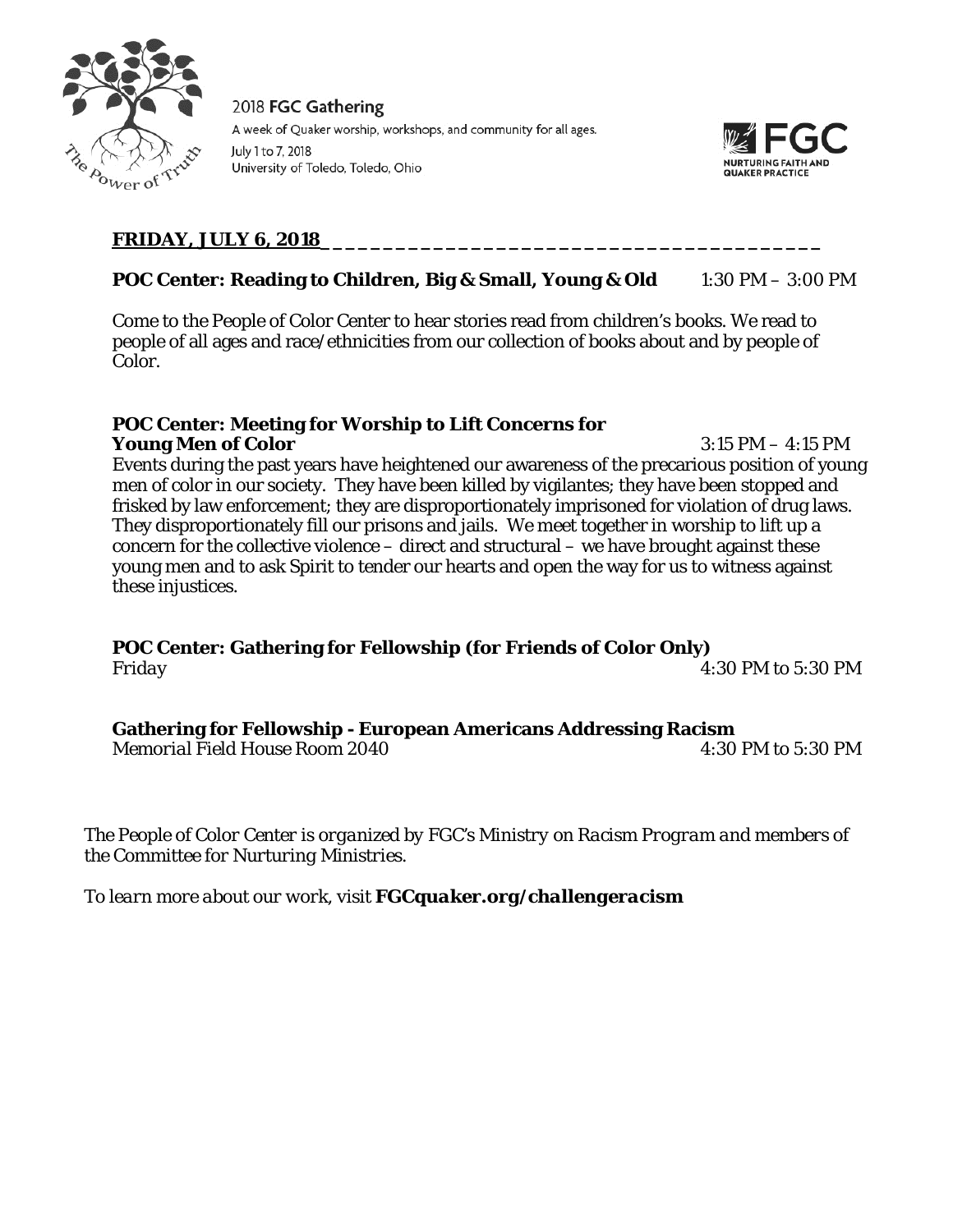2018 **FGC Gathering**

A week of Quaker worship, workshops, and community for all ages.

July 1 to 7, 2018

University of Toledo, Toledo, Ohio

## FRIDAY, JULY 6, 2018

**POC Center: Reading to Children, Big & Small, Young & Old** 1:30 PM – 3:00 PM

Come to the People of Color Center to hear stories read from children's books. We read to people of all ages and race/ethnicities from our collection of books about and by people of Color.

**POC Center: Meeting for Worship to Lift Concerns for Young Men of Color** 3:15 PM – 4:15 PM

Events during the past years have heightened our awareness of the precarious position of young men of color in our society. They have been killed by vigilantes; they have been stopped and frisked by law enforcement; they are disproportionately imprisoned for violation of drug laws. They disproportionately fill our prisons and jails. We meet together in worship to lift up a concern for the collective violence – direct and structural – we have brought against these young men and to ask Spirit to tender our hearts and open the way for us to witness against these injustices.

**POC Center: Gathering for Fellowship (for Friends of Color Only)**

Friday 4:30 PM to 5:30 PM

**Gathering for Fellowship - European Americans Addressing Racism**

Memorial Field House Room 2040 4:30 PM to 5:30 PM

*The People of Color Center is organized by FGC's Ministry on Racism Program and members of the Committee for Nurturing Ministries.*

*To learn more about our work, visit* ***FGCquaker.org/challengeracism***